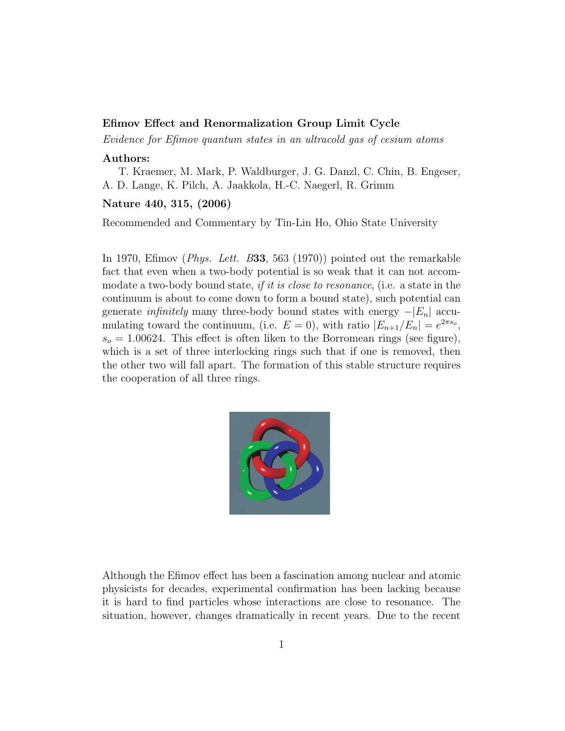**Efimov Effect and Renormalization Group Limit Cycle**

*Evidence for Efimov quantum states in an ultracold gas of cesium atoms*

**Authors:**

T. Kraemer, M. Mark, P. Waldburger, J. G. Danzl, C. Chin, B. Engeser, A. D. Lange, K. Pilch, A. Jaakkola, H.-C. Naegerl, R. Grimm

**Nature 440, 315, (2006)**

Recommended and Commentary by Tin-Lin Ho, Ohio State University

In 1970, Efimov (*Phys. Lett.* B**33**, 563 (1970)) pointed out the remarkable fact that even when a two-body potential is so weak that it can not accommodate a two-body bound state, *if it is close to resonance*, (i.e. a state in the continuum is about to come down to form a bound state), such potential can generate *infinitely* many three-body bound states with energy $-|E_n|$ accumulating toward the continuum, (i.e. $E = 0$), with ratio $|E_{n+1}/E_n| = e^{2\pi s_o}$, $s_o = 1.00624$. This effect is often liken to the Borromean rings (see figure), which is a set of three interlocking rings such that if one is removed, then the other two will fall apart. The formation of this stable structure requires the cooperation of all three rings.

Although the Efimov effect has been a fascination among nuclear and atomic physicists for decades, experimental confirmation has been lacking because it is hard to find particles whose interactions are close to resonance. The situation, however, changes dramatically in recent years. Due to the recent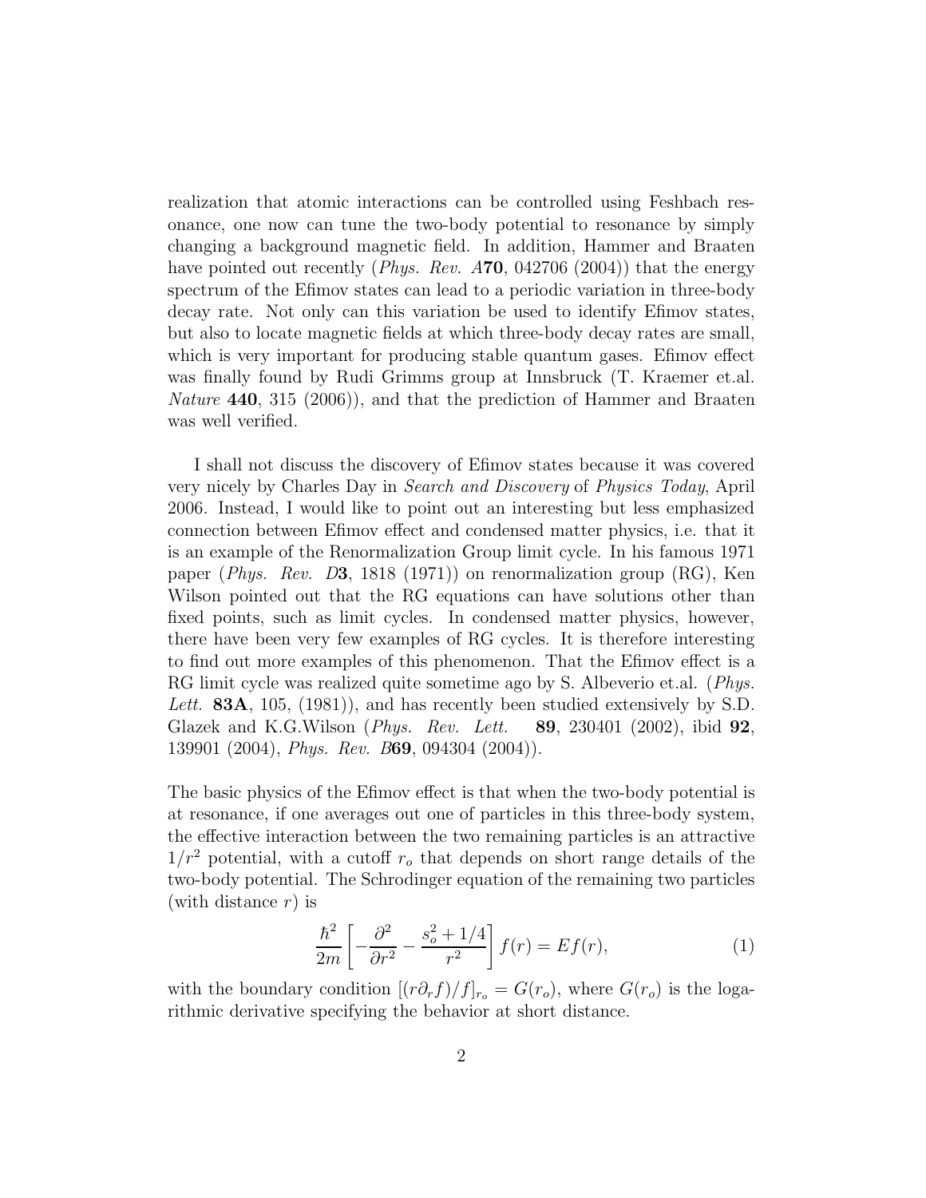realization that atomic interactions can be controlled using Feshbach resonance, one now can tune the two-body potential to resonance by simply changing a background magnetic field. In addition, Hammer and Braaten have pointed out recently (*Phys. Rev. A***70**, 042706 (2004)) that the energy spectrum of the Efimov states can lead to a periodic variation in three-body decay rate. Not only can this variation be used to identify Efimov states, but also to locate magnetic fields at which three-body decay rates are small, which is very important for producing stable quantum gases. Efimov effect was finally found by Rudi Grimms group at Innsbruck (T. Kraemer et.al. *Nature* **440**, 315 (2006)), and that the prediction of Hammer and Braaten was well verified.

I shall not discuss the discovery of Efimov states because it was covered very nicely by Charles Day in *Search and Discovery* of *Physics Today*, April 2006. Instead, I would like to point out an interesting but less emphasized connection between Efimov effect and condensed matter physics, i.e. that it is an example of the Renormalization Group limit cycle. In his famous 1971 paper (*Phys. Rev. D***3**, 1818 (1971)) on renormalization group (RG), Ken Wilson pointed out that the RG equations can have solutions other than fixed points, such as limit cycles. In condensed matter physics, however, there have been very few examples of RG cycles. It is therefore interesting to find out more examples of this phenomenon. That the Efimov effect is a RG limit cycle was realized quite sometime ago by S. Albeverio et.al. (*Phys. Lett.* **83A**, 105, (1981)), and has recently been studied extensively by S.D. Glazek and K.G.Wilson (*Phys. Rev. Lett.* **89**, 230401 (2002), ibid **92**, 139901 (2004), *Phys. Rev. B***69**, 094304 (2004)).

The basic physics of the Efimov effect is that when the two-body potential is at resonance, if one averages out one of particles in this three-body system, the effective interaction between the two remaining particles is an attractive $1/r^2$ potential, with a cutoff $r_o$ that depends on short range details of the two-body potential. The Schrodinger equation of the remaining two particles (with distance $r$) is

$$\frac{\hbar^2}{2m}\left[-\frac{\partial^2}{\partial r^2} - \frac{s_o^2 + 1/4}{r^2}\right] f(r) = E f(r), \tag{1}$$

with the boundary condition $[(r\partial_r f)/f]_{r_o} = G(r_o)$, where $G(r_o)$ is the logarithmic derivative specifying the behavior at short distance.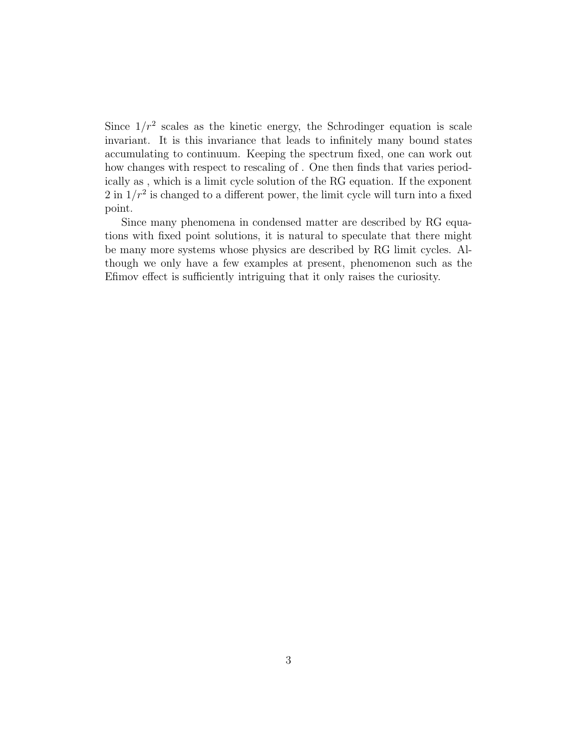Since $1/r^2$ scales as the kinetic energy, the Schrodinger equation is scale invariant. It is this invariance that leads to infinitely many bound states accumulating to continuum. Keeping the spectrum fixed, one can work out how changes with respect to rescaling of . One then finds that varies periodically as , which is a limit cycle solution of the RG equation. If the exponent 2 in $1/r^2$ is changed to a different power, the limit cycle will turn into a fixed point.

Since many phenomena in condensed matter are described by RG equations with fixed point solutions, it is natural to speculate that there might be many more systems whose physics are described by RG limit cycles. Although we only have a few examples at present, phenomenon such as the Efimov effect is sufficiently intriguing that it only raises the curiosity.